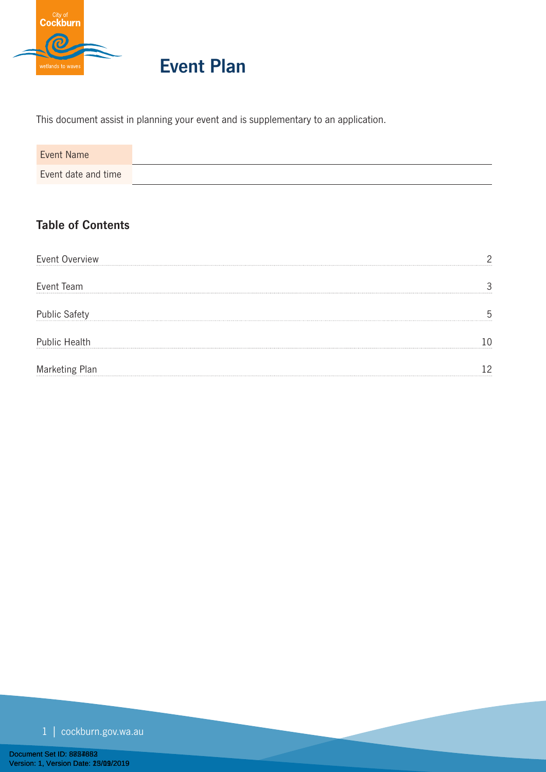# Event Plan

This document assist in planning your event and is supplementary to an application.

| Event Name | |
|---|---|
| Event date and time | |

## Table of Contents

| | |
|---|---|
| Event Overview | 2 |
| Event Team | 3 |
| Public Safety | 5 |
| Public Health | 10 |
| Marketing Plan | 12 |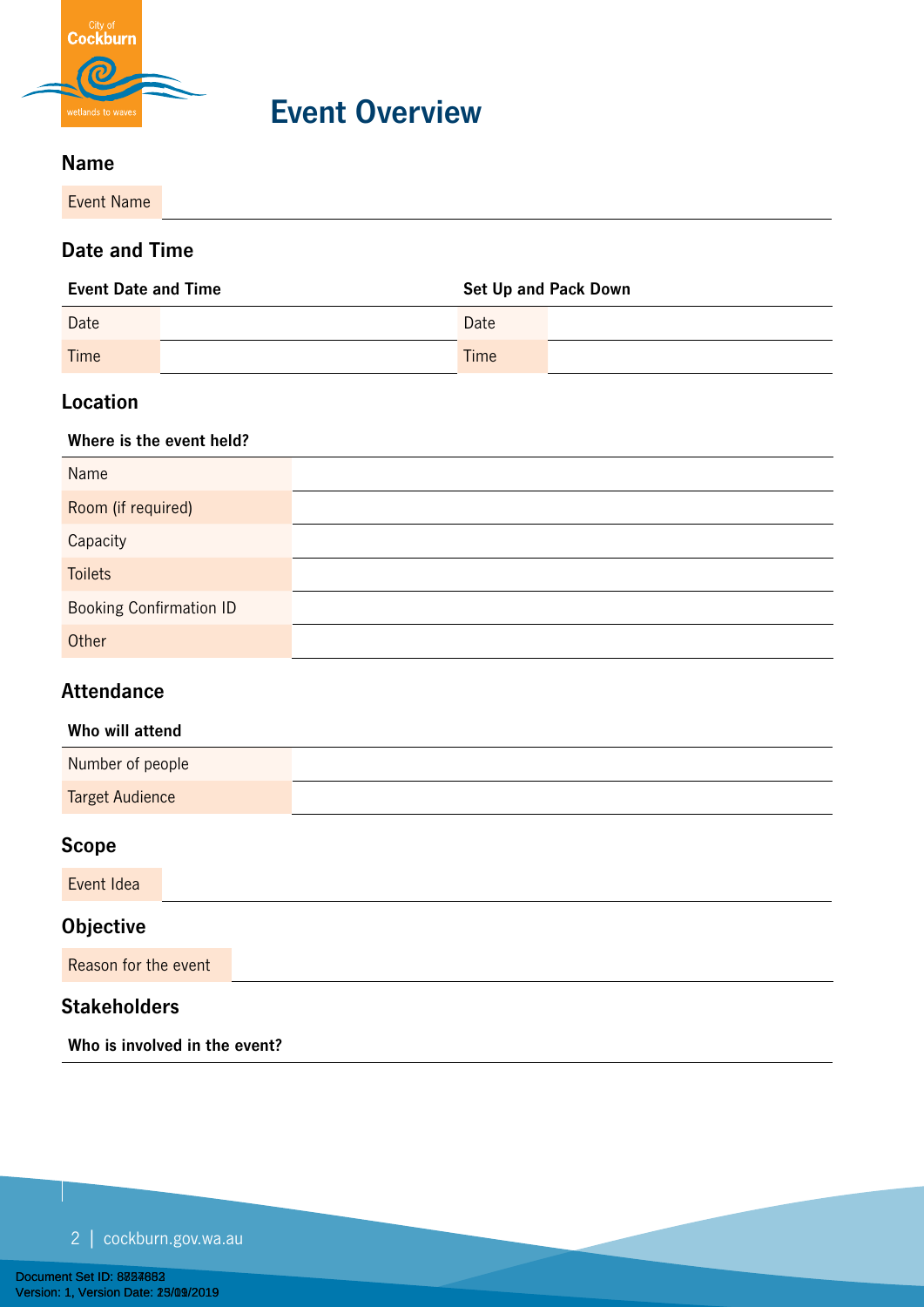# Event Overview

## Name

| Event Name | |
|---|---|

## Date and Time

| Event Date and Time | | Set Up and Pack Down | |
|---|---|---|---|
| Date | | Date | |
| Time | | Time | |

## Location

| Where is the event held? | |
|---|---|
| Name | |
| Room (if required) | |
| Capacity | |
| Toilets | |
| Booking Confirmation ID | |
| Other | |

## Attendance

| Who will attend | |
|---|---|
| Number of people | |
| Target Audience | |

## Scope

| Event Idea | |
|---|---|

## Objective

| Reason for the event | |
|---|---|

## Stakeholders

| Who is involved in the event? |
|---|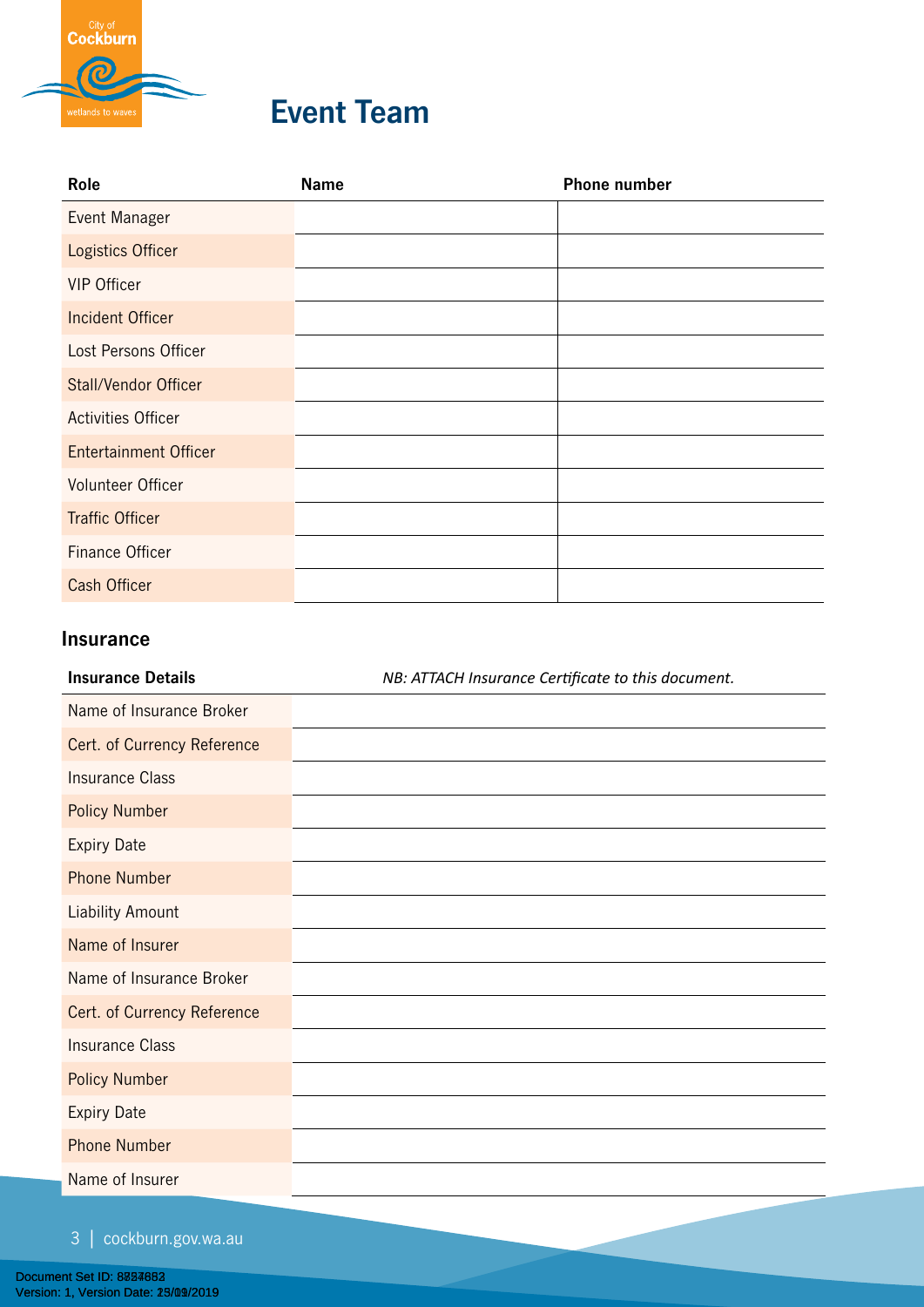# Event Team

| Role | Name | Phone number |
|---|---|---|
| Event Manager | | |
| Logistics Officer | | |
| VIP Officer | | |
| Incident Officer | | |
| Lost Persons Officer | | |
| Stall/Vendor Officer | | |
| Activities Officer | | |
| Entertainment Officer | | |
| Volunteer Officer | | |
| Traffic Officer | | |
| Finance Officer | | |
| Cash Officer | | |

## Insurance

| Insurance Details | *NB: ATTACH Insurance Certificate to this document.* |
|---|---|
| Name of Insurance Broker | |
| Cert. of Currency Reference | |
| Insurance Class | |
| Policy Number | |
| Expiry Date | |
| Phone Number | |
| Liability Amount | |
| Name of Insurer | |
| Name of Insurance Broker | |
| Cert. of Currency Reference | |
| Insurance Class | |
| Policy Number | |
| Expiry Date | |
| Phone Number | |
| Name of Insurer | |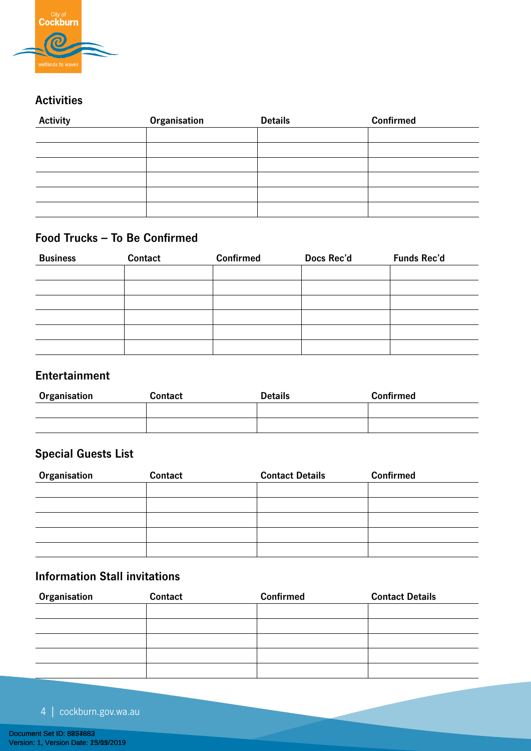## Activities

| Activity | Organisation | Details | Confirmed |
|---|---|---|---|
| | | | |
| | | | |
| | | | |
| | | | |
| | | | |
| | | | |

## Food Trucks – To Be Confirmed

| Business | Contact | Confirmed | Docs Rec'd | Funds Rec'd |
|---|---|---|---|---|
| | | | | |
| | | | | |
| | | | | |
| | | | | |
| | | | | |
| | | | | |

## Entertainment

| Organisation | Contact | Details | Confirmed |
|---|---|---|---|
| | | | |
| | | | |

## Special Guests List

| Organisation | Contact | Contact Details | Confirmed |
|---|---|---|---|
| | | | |
| | | | |
| | | | |
| | | | |
| | | | |

## Information Stall invitations

| Organisation | Contact | Confirmed | Contact Details |
|---|---|---|---|
| | | | |
| | | | |
| | | | |
| | | | |
| | | | |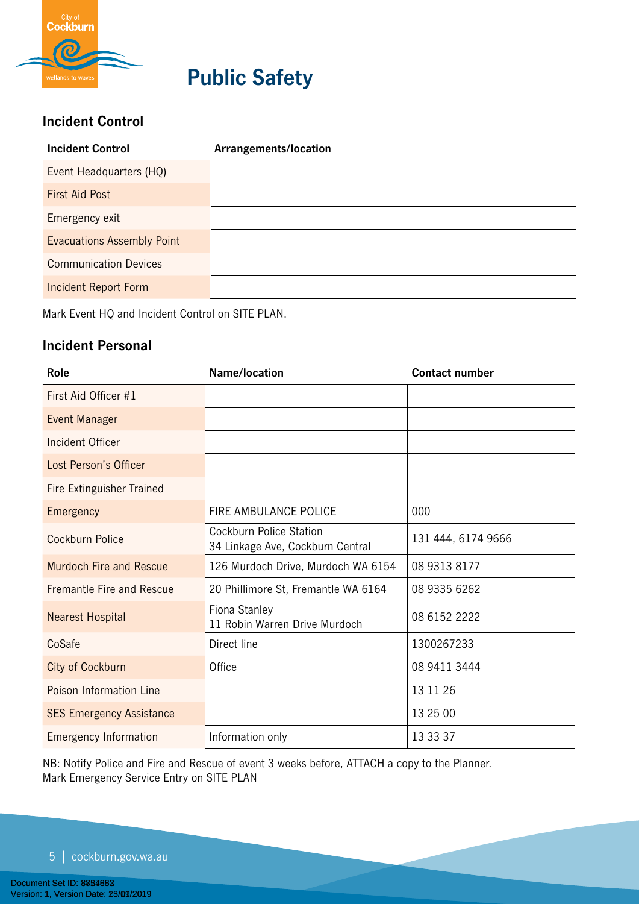# Public Safety

## Incident Control

| Incident Control | Arrangements/location |
| --- | --- |
| Event Headquarters (HQ) | |
| First Aid Post | |
| Emergency exit | |
| Evacuations Assembly Point | |
| Communication Devices | |
| Incident Report Form | |

Mark Event HQ and Incident Control on SITE PLAN.

## Incident Personal

| Role | Name/location | Contact number |
| --- | --- | --- |
| First Aid Officer #1 | | |
| Event Manager | | |
| Incident Officer | | |
| Lost Person's Officer | | |
| Fire Extinguisher Trained | | |
| Emergency | FIRE AMBULANCE POLICE | 000 |
| Cockburn Police | Cockburn Police Station<br>34 Linkage Ave, Cockburn Central | 131 444, 6174 9666 |
| Murdoch Fire and Rescue | 126 Murdoch Drive, Murdoch WA 6154 | 08 9313 8177 |
| Fremantle Fire and Rescue | 20 Phillimore St, Fremantle WA 6164 | 08 9335 6262 |
| Nearest Hospital | Fiona Stanley<br>11 Robin Warren Drive Murdoch | 08 6152 2222 |
| CoSafe | Direct line | 1300267233 |
| City of Cockburn | Office | 08 9411 3444 |
| Poison Information Line | | 13 11 26 |
| SES Emergency Assistance | | 13 25 00 |
| Emergency Information | Information only | 13 33 37 |

NB: Notify Police and Fire and Rescue of event 3 weeks before, ATTACH a copy to the Planner.
Mark Emergency Service Entry on SITE PLAN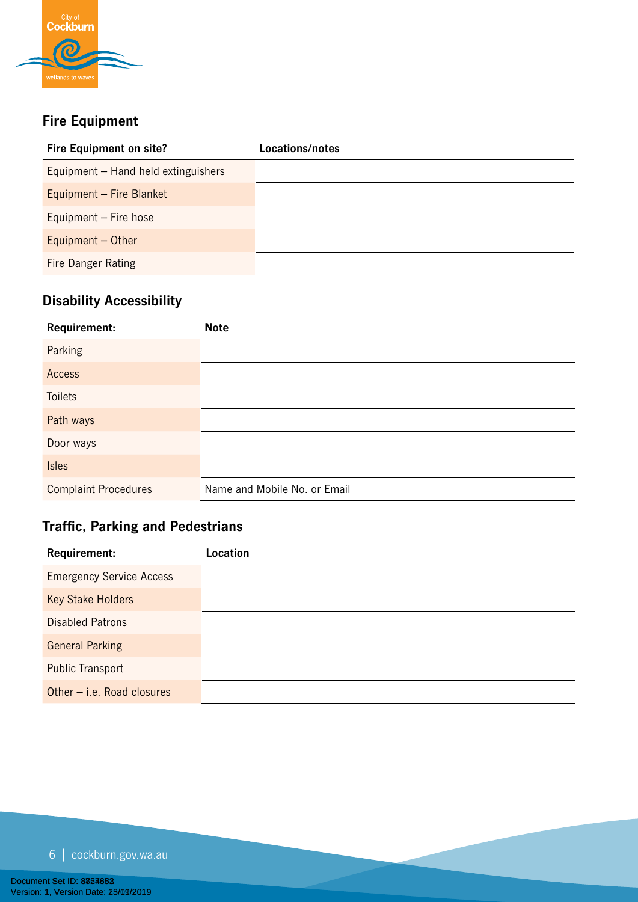## Fire Equipment

| Fire Equipment on site? | Locations/notes |
| --- | --- |
| Equipment – Hand held extinguishers | |
| Equipment – Fire Blanket | |
| Equipment – Fire hose | |
| Equipment – Other | |
| Fire Danger Rating | |

## Disability Accessibility

| Requirement: | Note |
| --- | --- |
| Parking | |
| Access | |
| Toilets | |
| Path ways | |
| Door ways | |
| Isles | |
| Complaint Procedures | Name and Mobile No. or Email |

## Traffic, Parking and Pedestrians

| Requirement: | Location |
| --- | --- |
| Emergency Service Access | |
| Key Stake Holders | |
| Disabled Patrons | |
| General Parking | |
| Public Transport | |
| Other – i.e. Road closures | |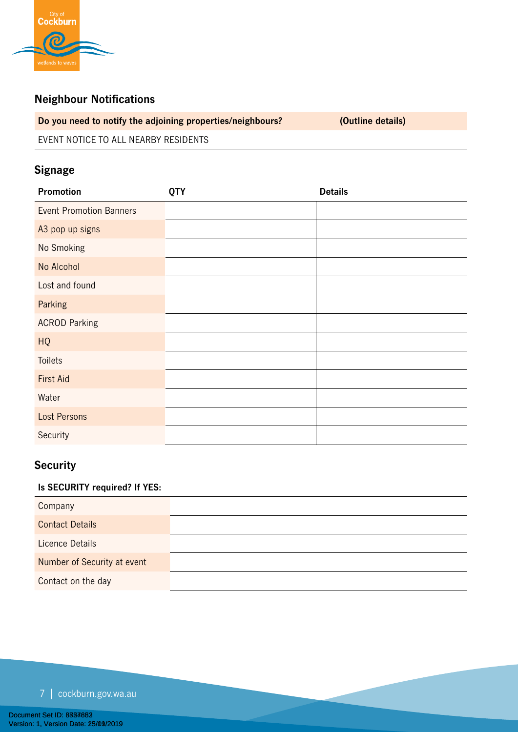## Neighbour Notifications

| Do you need to notify the adjoining properties/neighbours? | (Outline details) |
|---|---|
| EVENT NOTICE TO ALL NEARBY RESIDENTS | |

## Signage

| Promotion | QTY | Details |
|---|---|---|
| Event Promotion Banners | | |
| A3 pop up signs | | |
| No Smoking | | |
| No Alcohol | | |
| Lost and found | | |
| Parking | | |
| ACROD Parking | | |
| HQ | | |
| Toilets | | |
| First Aid | | |
| Water | | |
| Lost Persons | | |
| Security | | |

## Security

| Is SECURITY required? If YES: | |
|---|---|
| Company | |
| Contact Details | |
| Licence Details | |
| Number of Security at event | |
| Contact on the day | |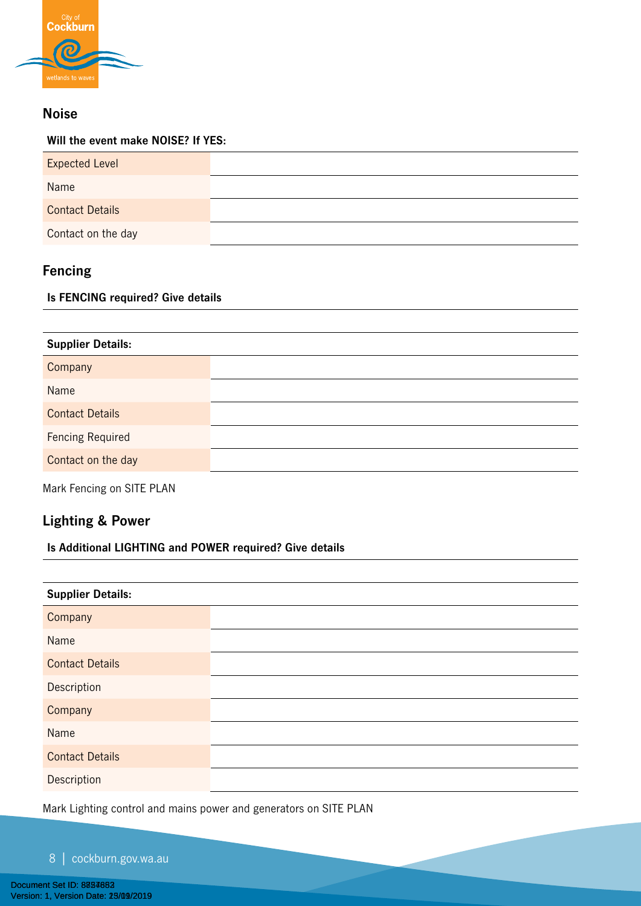## Noise

| Will the event make NOISE? If YES: | |
|---|---|
| Expected Level | |
| Name | |
| Contact Details | |
| Contact on the day | |

## Fencing

**Is FENCING required? Give details**

| Supplier Details: | |
|---|---|
| Company | |
| Name | |
| Contact Details | |
| Fencing Required | |
| Contact on the day | |

Mark Fencing on SITE PLAN

## Lighting & Power

**Is Additional LIGHTING and POWER required? Give details**

| Supplier Details: | |
|---|---|
| Company | |
| Name | |
| Contact Details | |
| Description | |
| Company | |
| Name | |
| Contact Details | |
| Description | |

Mark Lighting control and mains power and generators on SITE PLAN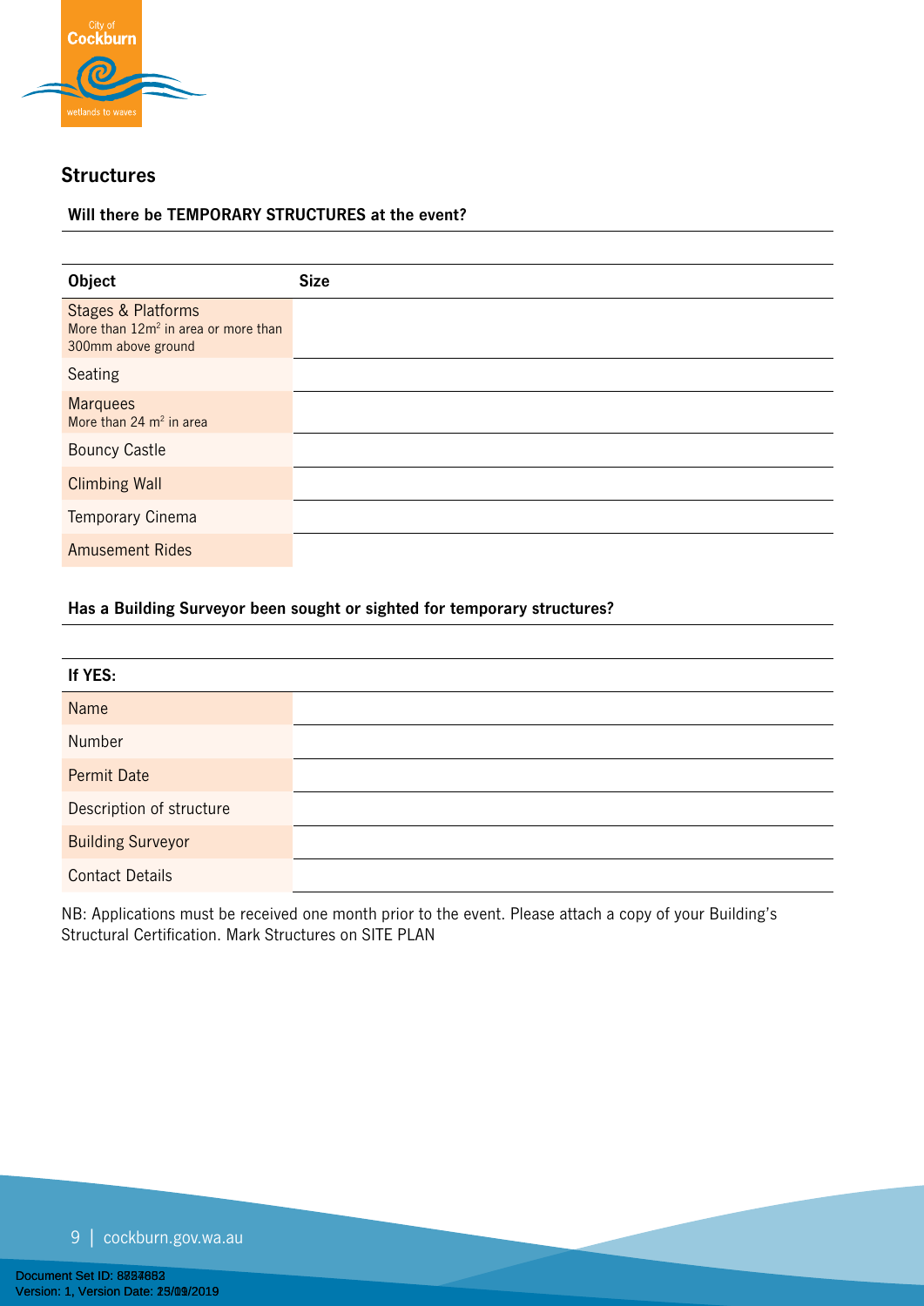## Structures

**Will there be TEMPORARY STRUCTURES at the event?**

| Object | Size |
|---|---|
| Stages & Platforms<br>More than $12m^2$ in area or more than 300mm above ground | |
| Seating | |
| Marquees<br>More than 24 $m^2$ in area | |
| Bouncy Castle | |
| Climbing Wall | |
| Temporary Cinema | |
| Amusement Rides | |

**Has a Building Surveyor been sought or sighted for temporary structures?**

| If YES: | |
|---|---|
| Name | |
| Number | |
| Permit Date | |
| Description of structure | |
| Building Surveyor | |
| Contact Details | |

NB: Applications must be received one month prior to the event. Please attach a copy of your Building's Structural Certification. Mark Structures on SITE PLAN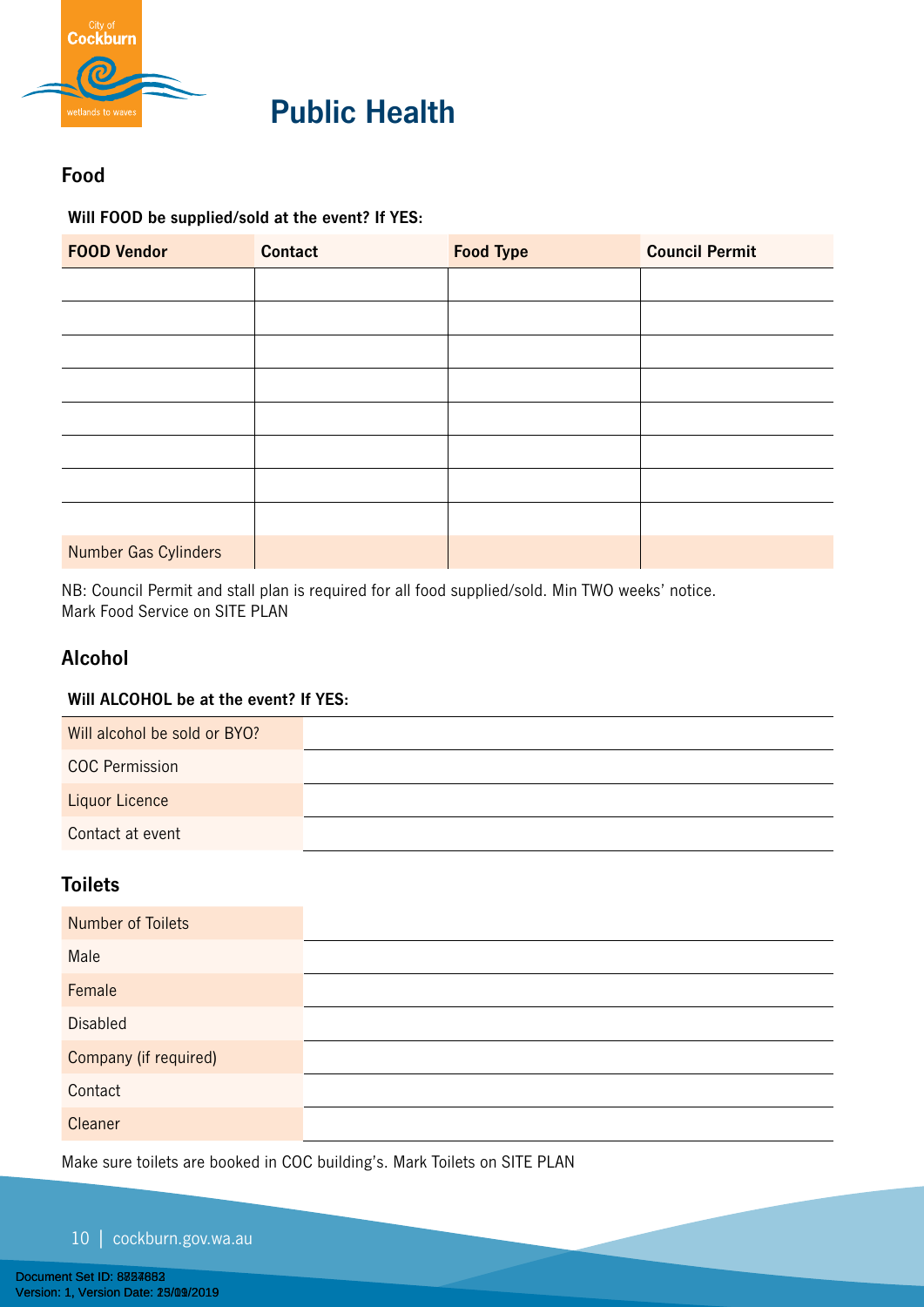# Public Health

## Food

**Will FOOD be supplied/sold at the event? If YES:**

| FOOD Vendor | Contact | Food Type | Council Permit |
|---|---|---|---|
| | | | |
| | | | |
| | | | |
| | | | |
| | | | |
| | | | |
| | | | |
| | | | |
| Number Gas Cylinders | | | |

NB: Council Permit and stall plan is required for all food supplied/sold. Min TWO weeks' notice.
Mark Food Service on SITE PLAN

## Alcohol

**Will ALCOHOL be at the event? If YES:**

| | |
|---|---|
| Will alcohol be sold or BYO? | |
| COC Permission | |
| Liquor Licence | |
| Contact at event | |

## Toilets

| | |
|---|---|
| Number of Toilets | |
| Male | |
| Female | |
| Disabled | |
| Company (if required) | |
| Contact | |
| Cleaner | |

Make sure toilets are booked in COC building's. Mark Toilets on SITE PLAN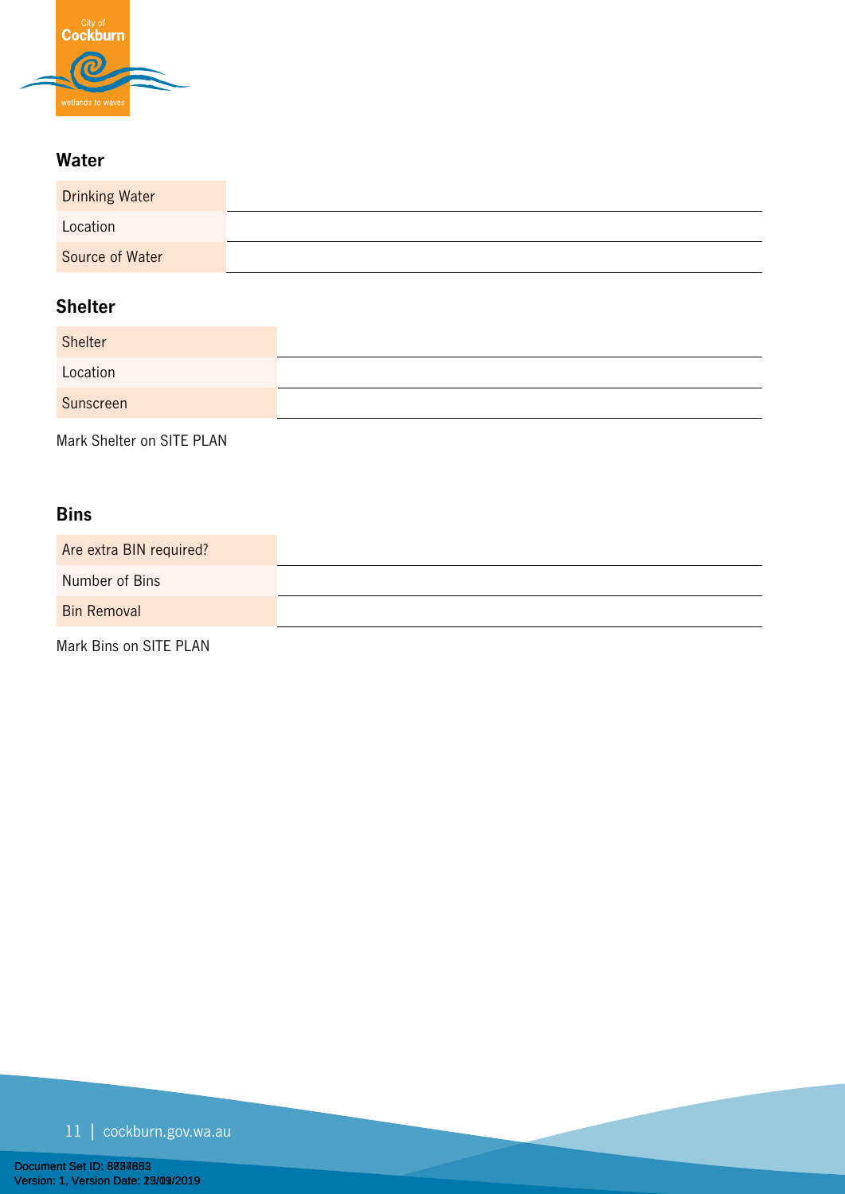## Water

| Drinking Water | |
|---|---|
| Location | |
| Source of Water | |

## Shelter

| Shelter | |
|---|---|
| Location | |
| Sunscreen | |

Mark Shelter on SITE PLAN

## Bins

| Are extra BIN required? | |
|---|---|
| Number of Bins | |
| Bin Removal | |

Mark Bins on SITE PLAN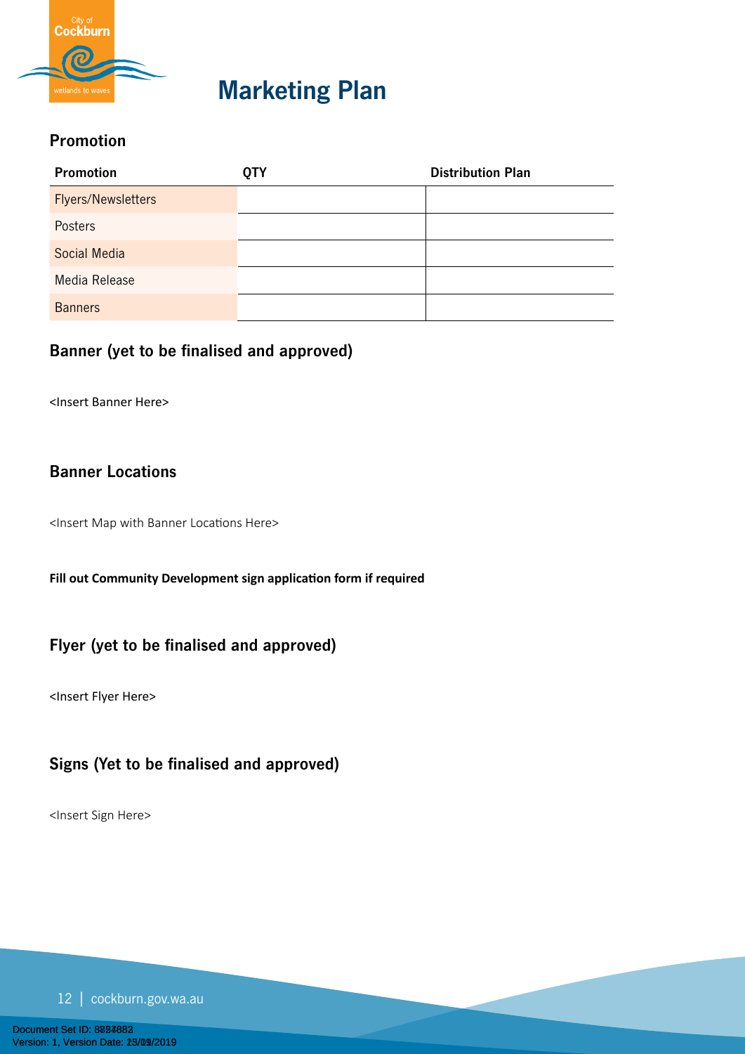# Marketing Plan

## Promotion

| Promotion | QTY | Distribution Plan |
|---|---|---|
| Flyers/Newsletters | | |
| Posters | | |
| Social Media | | |
| Media Release | | |
| Banners | | |

## Banner (yet to be finalised and approved)

<Insert Banner Here>

## Banner Locations

<Insert Map with Banner Locations Here>

**Fill out Community Development sign application form if required**

## Flyer (yet to be finalised and approved)

<Insert Flyer Here>

## Signs (Yet to be finalised and approved)

<Insert Sign Here>